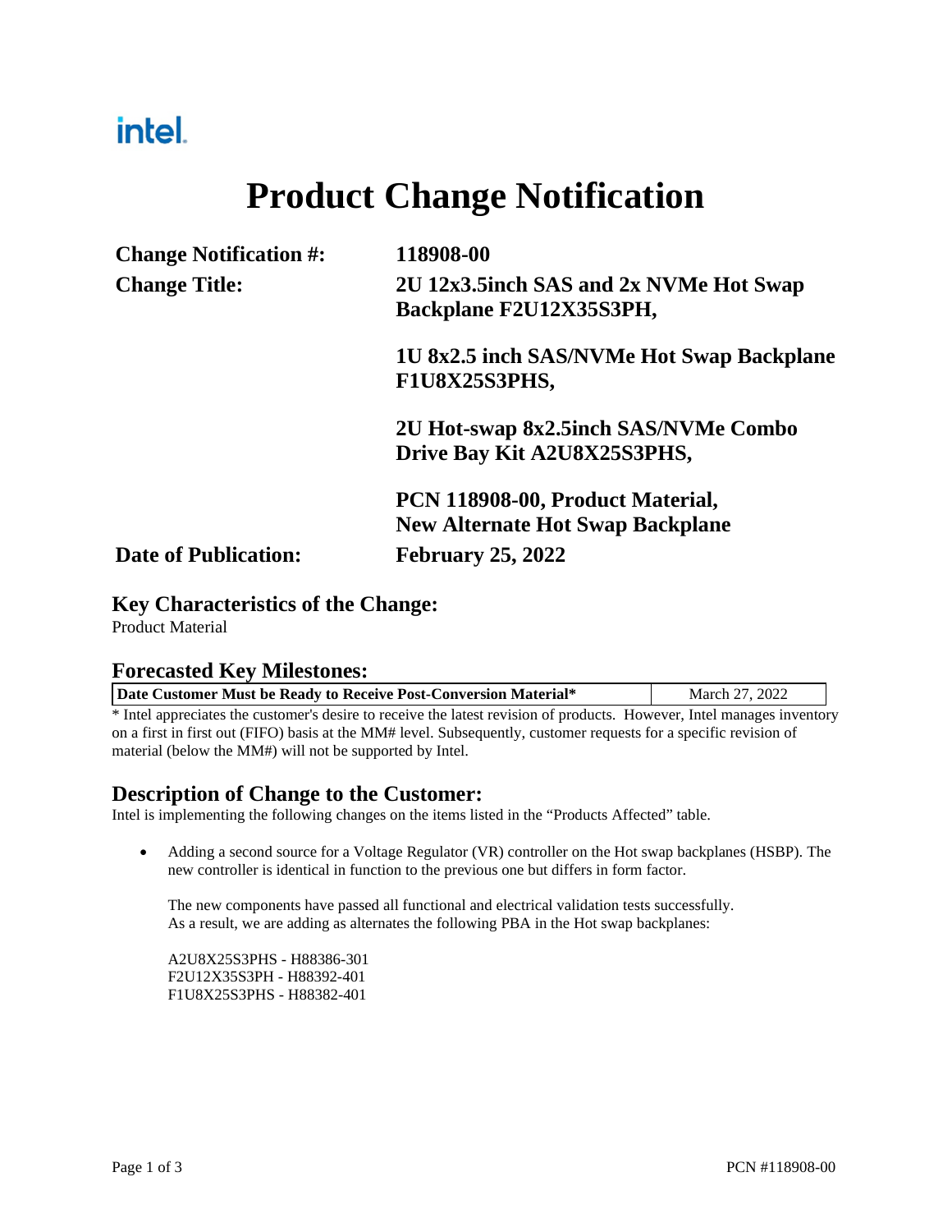intel.

# Product Change Notification

| | |
|---|---|
| **Change Notification #:** | **118908-00** |
| **Change Title:** | **2U 12x3.5inch SAS and 2x NVMe Hot Swap Backplane F2U12X35S3PH,**<br><br>**1U 8x2.5 inch SAS/NVMe Hot Swap Backplane F1U8X25S3PHS,**<br><br>**2U Hot-swap 8x2.5inch SAS/NVMe Combo Drive Bay Kit A2U8X25S3PHS,**<br><br>**PCN 118908-00, Product Material, New Alternate Hot Swap Backplane** |
| **Date of Publication:** | **February 25, 2022** |

## Key Characteristics of the Change:

Product Material

## Forecasted Key Milestones:

| | |
|---|---|
| **Date Customer Must be Ready to Receive Post-Conversion Material*** | March 27, 2022 |

* Intel appreciates the customer's desire to receive the latest revision of products. However, Intel manages inventory on a first in first out (FIFO) basis at the MM# level. Subsequently, customer requests for a specific revision of material (below the MM#) will not be supported by Intel.

## Description of Change to the Customer:

Intel is implementing the following changes on the items listed in the "Products Affected" table.

- Adding a second source for a Voltage Regulator (VR) controller on the Hot swap backplanes (HSBP). The new controller is identical in function to the previous one but differs in form factor.

  The new components have passed all functional and electrical validation tests successfully.
  As a result, we are adding as alternates the following PBA in the Hot swap backplanes:

  A2U8X25S3PHS - H88386-301
  F2U12X35S3PH - H88392-401
  F1U8X25S3PHS - H88382-401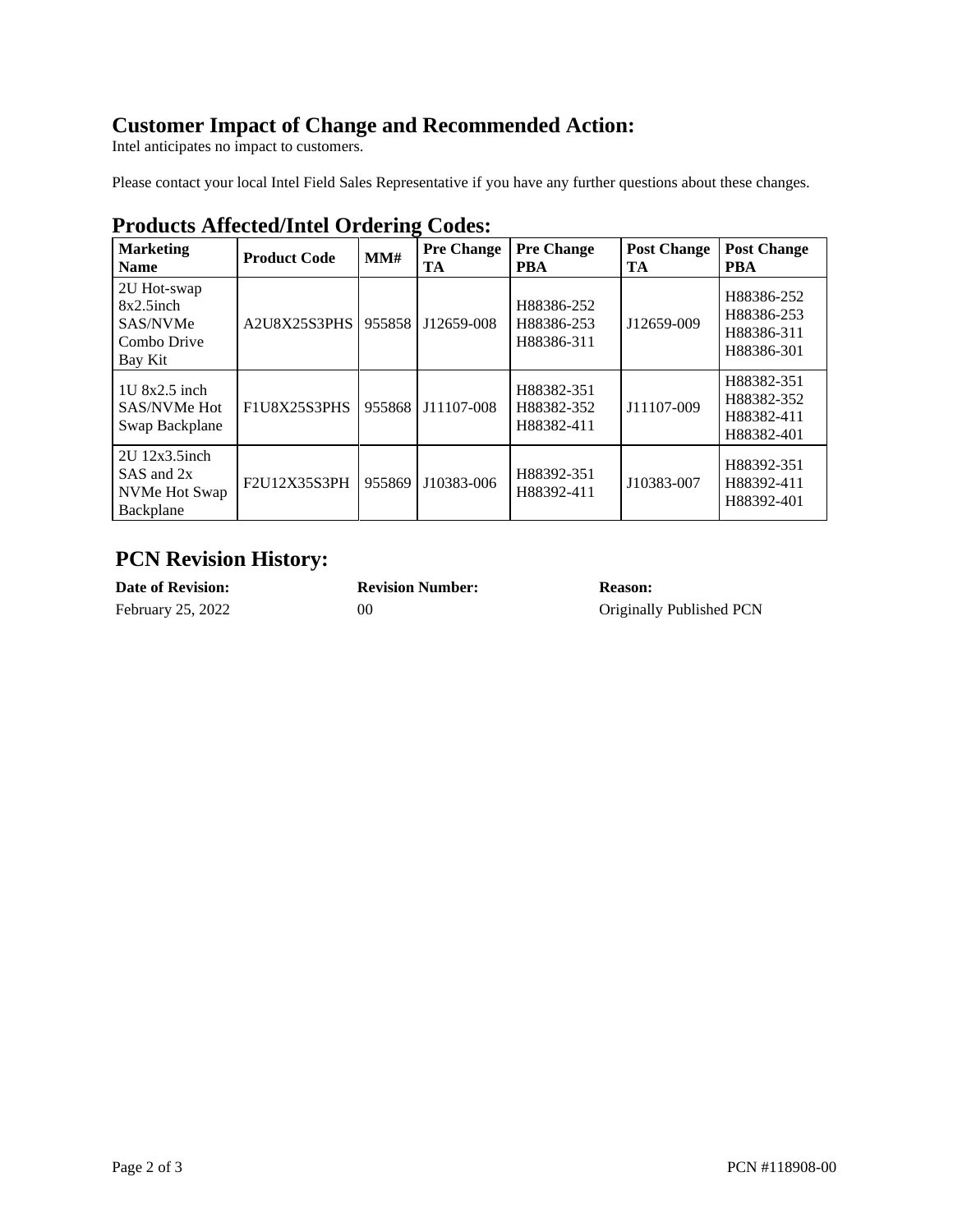## Customer Impact of Change and Recommended Action:

Intel anticipates no impact to customers.

Please contact your local Intel Field Sales Representative if you have any further questions about these changes.

## Products Affected/Intel Ordering Codes:

| Marketing Name | Product Code | MM# | Pre Change TA | Pre Change PBA | Post Change TA | Post Change PBA |
|---|---|---|---|---|---|---|
| 2U Hot-swap 8x2.5inch SAS/NVMe Combo Drive Bay Kit | A2U8X25S3PHS | 955858 | J12659-008 | H88386-252<br>H88386-253<br>H88386-311 | J12659-009 | H88386-252<br>H88386-253<br>H88386-311<br>H88386-301 |
| 1U 8x2.5 inch SAS/NVMe Hot Swap Backplane | F1U8X25S3PHS | 955868 | J11107-008 | H88382-351<br>H88382-352<br>H88382-411 | J11107-009 | H88382-351<br>H88382-352<br>H88382-411<br>H88382-401 |
| 2U 12x3.5inch SAS and 2x NVMe Hot Swap Backplane | F2U12X35S3PH | 955869 | J10383-006 | H88392-351<br>H88392-411 | J10383-007 | H88392-351<br>H88392-411<br>H88392-401 |

## PCN Revision History:

| Date of Revision: | Revision Number: | Reason: |
|---|---|---|
| February 25, 2022 | 00 | Originally Published PCN |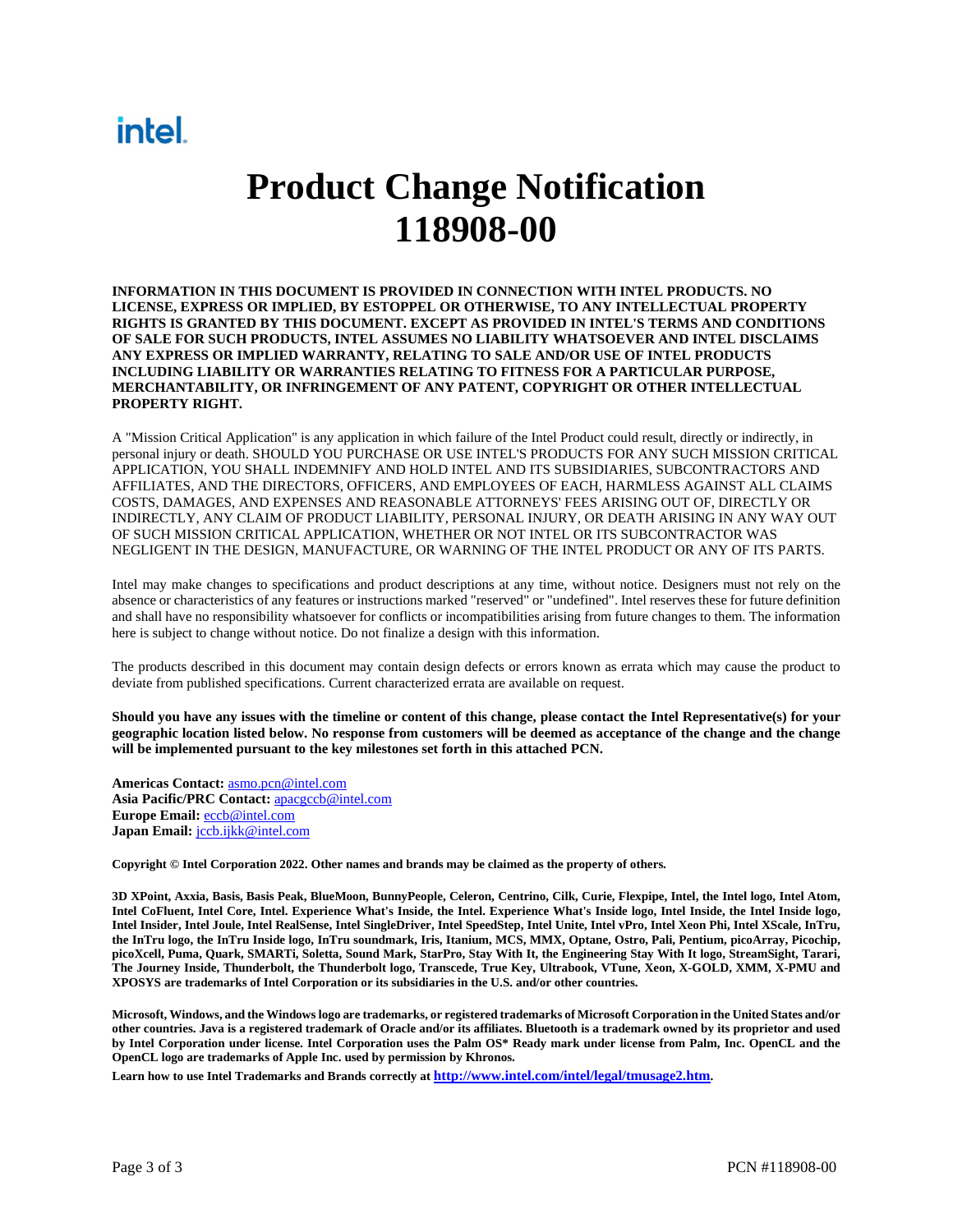intel.

# Product Change Notification 118908-00

**INFORMATION IN THIS DOCUMENT IS PROVIDED IN CONNECTION WITH INTEL PRODUCTS. NO LICENSE, EXPRESS OR IMPLIED, BY ESTOPPEL OR OTHERWISE, TO ANY INTELLECTUAL PROPERTY RIGHTS IS GRANTED BY THIS DOCUMENT. EXCEPT AS PROVIDED IN INTEL'S TERMS AND CONDITIONS OF SALE FOR SUCH PRODUCTS, INTEL ASSUMES NO LIABILITY WHATSOEVER AND INTEL DISCLAIMS ANY EXPRESS OR IMPLIED WARRANTY, RELATING TO SALE AND/OR USE OF INTEL PRODUCTS INCLUDING LIABILITY OR WARRANTIES RELATING TO FITNESS FOR A PARTICULAR PURPOSE, MERCHANTABILITY, OR INFRINGEMENT OF ANY PATENT, COPYRIGHT OR OTHER INTELLECTUAL PROPERTY RIGHT.**

A "Mission Critical Application" is any application in which failure of the Intel Product could result, directly or indirectly, in personal injury or death. SHOULD YOU PURCHASE OR USE INTEL'S PRODUCTS FOR ANY SUCH MISSION CRITICAL APPLICATION, YOU SHALL INDEMNIFY AND HOLD INTEL AND ITS SUBSIDIARIES, SUBCONTRACTORS AND AFFILIATES, AND THE DIRECTORS, OFFICERS, AND EMPLOYEES OF EACH, HARMLESS AGAINST ALL CLAIMS COSTS, DAMAGES, AND EXPENSES AND REASONABLE ATTORNEYS' FEES ARISING OUT OF, DIRECTLY OR INDIRECTLY, ANY CLAIM OF PRODUCT LIABILITY, PERSONAL INJURY, OR DEATH ARISING IN ANY WAY OUT OF SUCH MISSION CRITICAL APPLICATION, WHETHER OR NOT INTEL OR ITS SUBCONTRACTOR WAS NEGLIGENT IN THE DESIGN, MANUFACTURE, OR WARNING OF THE INTEL PRODUCT OR ANY OF ITS PARTS.

Intel may make changes to specifications and product descriptions at any time, without notice. Designers must not rely on the absence or characteristics of any features or instructions marked "reserved" or "undefined". Intel reserves these for future definition and shall have no responsibility whatsoever for conflicts or incompatibilities arising from future changes to them. The information here is subject to change without notice. Do not finalize a design with this information.

The products described in this document may contain design defects or errors known as errata which may cause the product to deviate from published specifications. Current characterized errata are available on request.

**Should you have any issues with the timeline or content of this change, please contact the Intel Representative(s) for your geographic location listed below. No response from customers will be deemed as acceptance of the change and the change will be implemented pursuant to the key milestones set forth in this attached PCN.**

**Americas Contact:** asmo.pcn@intel.com
**Asia Pacific/PRC Contact:** apacgccb@intel.com
**Europe Email:** eccb@intel.com
**Japan Email:** jccb.ijkk@intel.com

**Copyright © Intel Corporation 2022. Other names and brands may be claimed as the property of others.**

**3D XPoint, Axxia, Basis, Basis Peak, BlueMoon, BunnyPeople, Celeron, Centrino, Cilk, Curie, Flexpipe, Intel, the Intel logo, Intel Atom, Intel CoFluent, Intel Core, Intel. Experience What's Inside, the Intel. Experience What's Inside logo, Intel Inside, the Intel Inside logo, Intel Insider, Intel Joule, Intel RealSense, Intel SingleDriver, Intel SpeedStep, Intel Unite, Intel vPro, Intel Xeon Phi, Intel XScale, InTru, the InTru logo, the InTru Inside logo, InTru soundmark, Iris, Itanium, MCS, MMX, Optane, Ostro, Pali, Pentium, picoArray, Picochip, picoXcell, Puma, Quark, SMARTi, Soletta, Sound Mark, StarPro, Stay With It, the Engineering Stay With It logo, StreamSight, Tarari, The Journey Inside, Thunderbolt, the Thunderbolt logo, Transcede, True Key, Ultrabook, VTune, Xeon, X-GOLD, XMM, X-PMU and XPOSYS are trademarks of Intel Corporation or its subsidiaries in the U.S. and/or other countries.**

**Microsoft, Windows, and the Windows logo are trademarks, or registered trademarks of Microsoft Corporation in the United States and/or other countries. Java is a registered trademark of Oracle and/or its affiliates. Bluetooth is a trademark owned by its proprietor and used by Intel Corporation under license. Intel Corporation uses the Palm OS* Ready mark under license from Palm, Inc. OpenCL and the OpenCL logo are trademarks of Apple Inc. used by permission by Khronos.**

**Learn how to use Intel Trademarks and Brands correctly at http://www.intel.com/intel/legal/tmusage2.htm.**